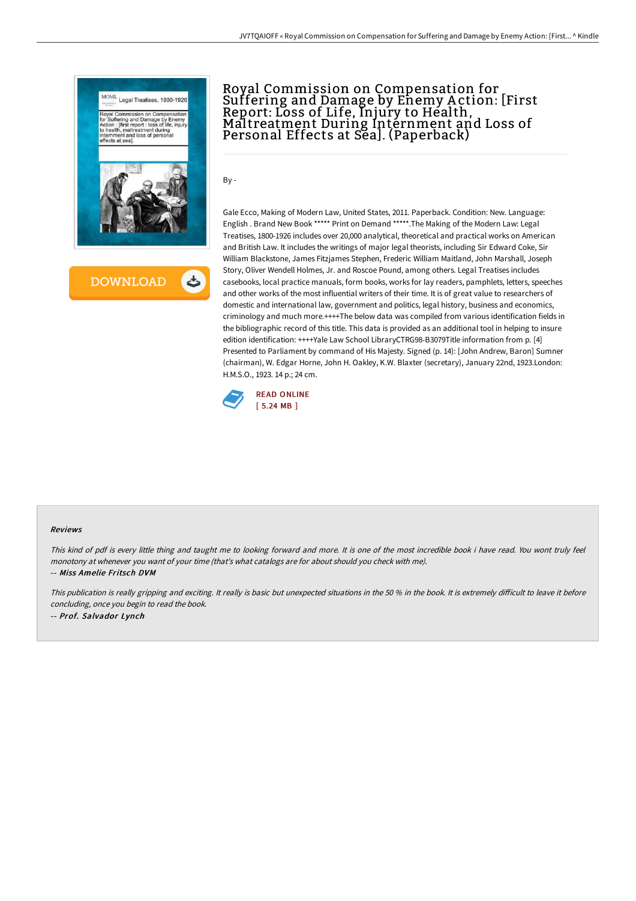# Royal Commission on Compensation for Suffering and Damage by Enemy Action: [First Report: Loss of Life, Injury to Health, Maltreatment During Internment and Loss of Personal Effects at Sea]. (Paperback)

By -

Gale Ecco, Making of Modern Law, United States, 2011. Paperback. Condition: New. Language: English . Brand New Book ***** Print on Demand *****.The Making of the Modern Law: Legal Treatises, 1800-1926 includes over 20,000 analytical, theoretical and practical works on American and British Law. It includes the writings of major legal theorists, including Sir Edward Coke, Sir William Blackstone, James Fitzjames Stephen, Frederic William Maitland, John Marshall, Joseph Story, Oliver Wendell Holmes, Jr. and Roscoe Pound, among others. Legal Treatises includes casebooks, local practice manuals, form books, works for lay readers, pamphlets, letters, speeches and other works of the most influential writers of their time. It is of great value to researchers of domestic and international law, government and politics, legal history, business and economics, criminology and much more.++++The below data was compiled from various identification fields in the bibliographic record of this title. This data is provided as an additional tool in helping to insure edition identification: ++++Yale Law School LibraryCTRG98-B3079Title information from p. [4] Presented to Parliament by command of His Majesty. Signed (p. 14): [John Andrew, Baron] Sumner (chairman), W. Edgar Horne, John H. Oakley, K.W. Blaxter (secretary), January 22nd, 1923.London: H.M.S.O., 1923. 14 p.; 24 cm.

READ ONLINE
[ 5.24 MB ]

#### Reviews

*This kind of pdf is every little thing and taught me to looking forward and more. It is one of the most incredible book i have read. You wont truly feel monotony at whenever you want of your time (that's what catalogs are for about should you check with me).*

*-- Miss Amelie Fritsch DVM*

*This publication is really gripping and exciting. It really is basic but unexpected situations in the 50 % in the book. It is extremely difficult to leave it before concluding, once you begin to read the book.*

*-- Prof. Salvador Lynch*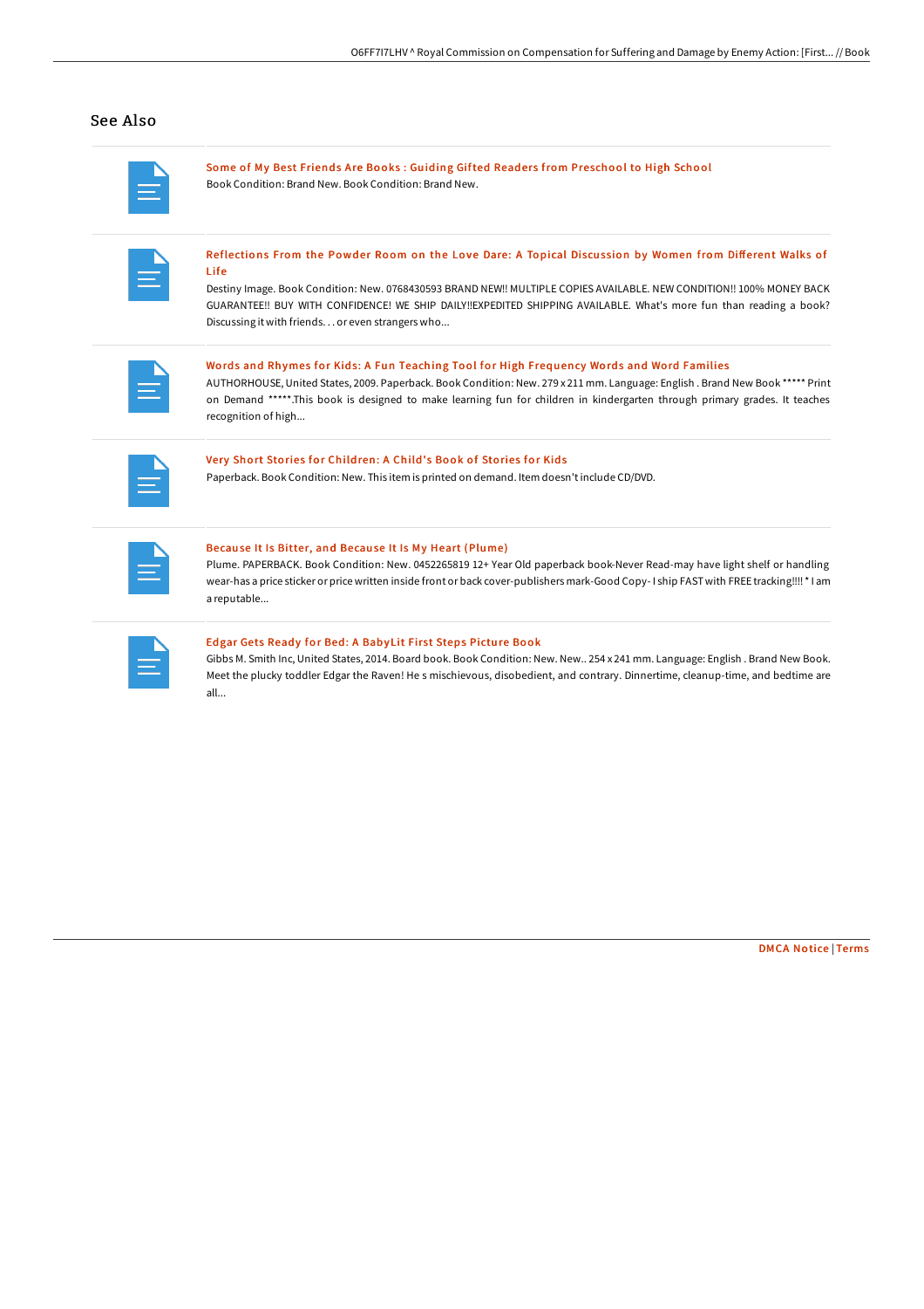## See Also

**Some of My Best Friends Are Books : Guiding Gifted Readers from Preschool to High School**
Book Condition: Brand New. Book Condition: Brand New.

**Reflections From the Powder Room on the Love Dare: A Topical Discussion by Women from Different Walks of Life**
Destiny Image. Book Condition: New. 0768430593 BRAND NEW!! MULTIPLE COPIES AVAILABLE. NEW CONDITION!! 100% MONEY BACK GUARANTEE!! BUY WITH CONFIDENCE! WE SHIP DAILY!!EXPEDITED SHIPPING AVAILABLE. What's more fun than reading a book? Discussing it with friends. . . or even strangers who...

**Words and Rhymes for Kids: A Fun Teaching Tool for High Frequency Words and Word Families**
AUTHORHOUSE, United States, 2009. Paperback. Book Condition: New. 279 x 211 mm. Language: English . Brand New Book ***** Print on Demand *****.This book is designed to make learning fun for children in kindergarten through primary grades. It teaches recognition of high...

**Very Short Stories for Children: A Child's Book of Stories for Kids**
Paperback. Book Condition: New. This item is printed on demand. Item doesn't include CD/DVD.

**Because It Is Bitter, and Because It Is My Heart (Plume)**
Plume. PAPERBACK. Book Condition: New. 0452265819 12+ Year Old paperback book-Never Read-may have light shelf or handling wear-has a price sticker or price written inside front or back cover-publishers mark-Good Copy- I ship FAST with FREE tracking!!!! * I am a reputable...

**Edgar Gets Ready for Bed: A BabyLit First Steps Picture Book**
Gibbs M. Smith Inc, United States, 2014. Board book. Book Condition: New. New.. 254 x 241 mm. Language: English . Brand New Book. Meet the plucky toddler Edgar the Raven! He s mischievous, disobedient, and contrary. Dinnertime, cleanup-time, and bedtime are all...